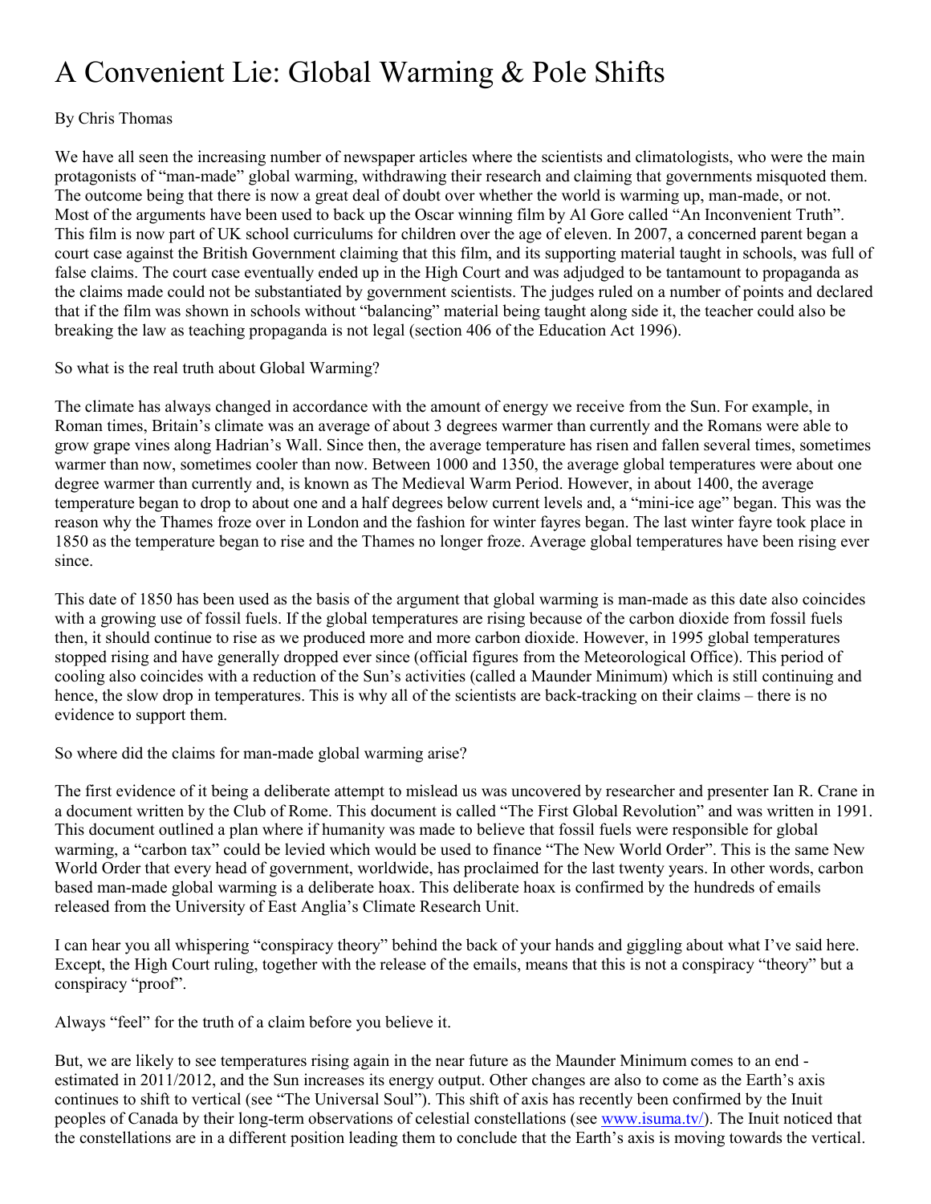# A Convenient Lie: Global Warming & Pole Shifts

By Chris Thomas

We have all seen the increasing number of newspaper articles where the scientists and climatologists, who were the main protagonists of "man-made" global warming, withdrawing their research and claiming that governments misquoted them. The outcome being that there is now a great deal of doubt over whether the world is warming up, man-made, or not. Most of the arguments have been used to back up the Oscar winning film by Al Gore called "An Inconvenient Truth". This film is now part of UK school curriculums for children over the age of eleven. In 2007, a concerned parent began a court case against the British Government claiming that this film, and its supporting material taught in schools, was full of false claims. The court case eventually ended up in the High Court and was adjudged to be tantamount to propaganda as the claims made could not be substantiated by government scientists. The judges ruled on a number of points and declared that if the film was shown in schools without "balancing" material being taught along side it, the teacher could also be breaking the law as teaching propaganda is not legal (section 406 of the Education Act 1996).

So what is the real truth about Global Warming?

The climate has always changed in accordance with the amount of energy we receive from the Sun. For example, in Roman times, Britain's climate was an average of about 3 degrees warmer than currently and the Romans were able to grow grape vines along Hadrian's Wall. Since then, the average temperature has risen and fallen several times, sometimes warmer than now, sometimes cooler than now. Between 1000 and 1350, the average global temperatures were about one degree warmer than currently and, is known as The Medieval Warm Period. However, in about 1400, the average temperature began to drop to about one and a half degrees below current levels and, a "mini-ice age" began. This was the reason why the Thames froze over in London and the fashion for winter fayres began. The last winter fayre took place in 1850 as the temperature began to rise and the Thames no longer froze. Average global temperatures have been rising ever since.

This date of 1850 has been used as the basis of the argument that global warming is man-made as this date also coincides with a growing use of fossil fuels. If the global temperatures are rising because of the carbon dioxide from fossil fuels then, it should continue to rise as we produced more and more carbon dioxide. However, in 1995 global temperatures stopped rising and have generally dropped ever since (official figures from the Meteorological Office). This period of cooling also coincides with a reduction of the Sun's activities (called a Maunder Minimum) which is still continuing and hence, the slow drop in temperatures. This is why all of the scientists are back-tracking on their claims – there is no evidence to support them.

So where did the claims for man-made global warming arise?

The first evidence of it being a deliberate attempt to mislead us was uncovered by researcher and presenter Ian R. Crane in a document written by the Club of Rome. This document is called "The First Global Revolution" and was written in 1991. This document outlined a plan where if humanity was made to believe that fossil fuels were responsible for global warming, a "carbon tax" could be levied which would be used to finance "The New World Order". This is the same New World Order that every head of government, worldwide, has proclaimed for the last twenty years. In other words, carbon based man-made global warming is a deliberate hoax. This deliberate hoax is confirmed by the hundreds of emails released from the University of East Anglia's Climate Research Unit.

I can hear you all whispering "conspiracy theory" behind the back of your hands and giggling about what I've said here. Except, the High Court ruling, together with the release of the emails, means that this is not a conspiracy "theory" but a conspiracy "proof".

Always "feel" for the truth of a claim before you believe it.

But, we are likely to see temperatures rising again in the near future as the Maunder Minimum comes to an end - estimated in 2011/2012, and the Sun increases its energy output. Other changes are also to come as the Earth's axis continues to shift to vertical (see "The Universal Soul"). This shift of axis has recently been confirmed by the Inuit peoples of Canada by their long-term observations of celestial constellations (see [www.isuma.tv/](http://www.isuma.tv/)). The Inuit noticed that the constellations are in a different position leading them to conclude that the Earth's axis is moving towards the vertical.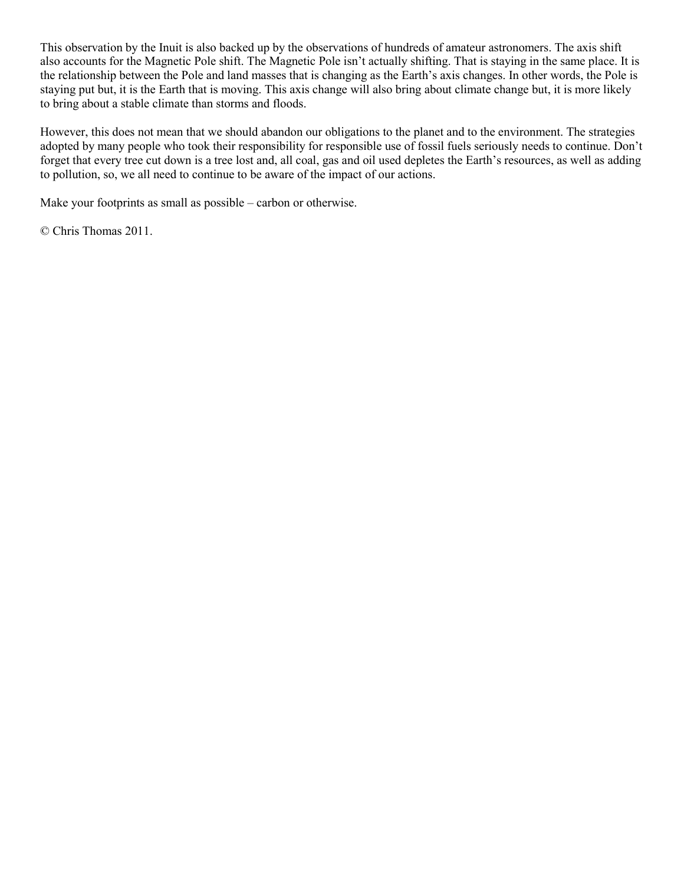This observation by the Inuit is also backed up by the observations of hundreds of amateur astronomers. The axis shift also accounts for the Magnetic Pole shift. The Magnetic Pole isn't actually shifting. That is staying in the same place. It is the relationship between the Pole and land masses that is changing as the Earth's axis changes. In other words, the Pole is staying put but, it is the Earth that is moving. This axis change will also bring about climate change but, it is more likely to bring about a stable climate than storms and floods.

However, this does not mean that we should abandon our obligations to the planet and to the environment. The strategies adopted by many people who took their responsibility for responsible use of fossil fuels seriously needs to continue. Don't forget that every tree cut down is a tree lost and, all coal, gas and oil used depletes the Earth's resources, as well as adding to pollution, so, we all need to continue to be aware of the impact of our actions.

Make your footprints as small as possible – carbon or otherwise.

© Chris Thomas 2011.